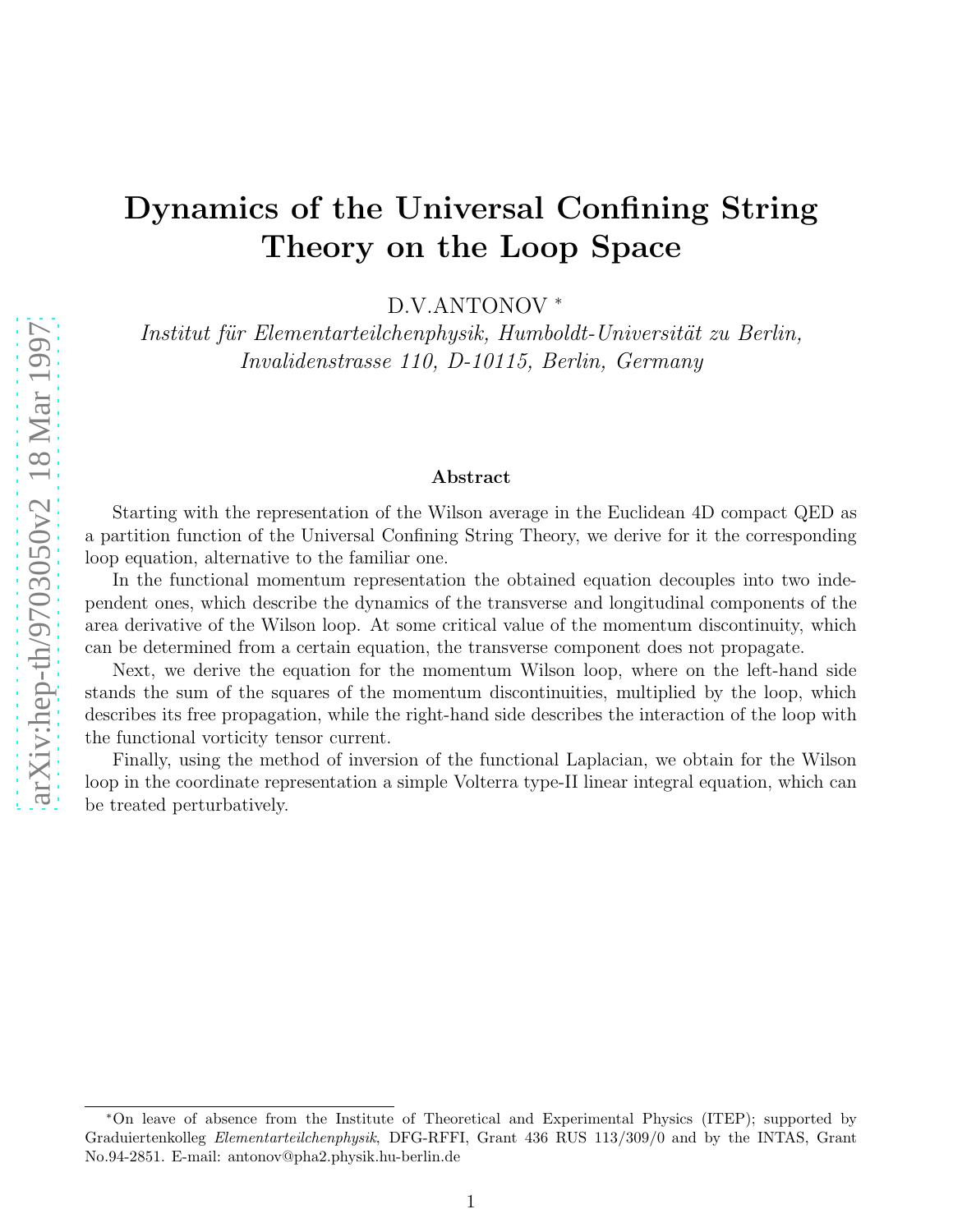# Dynamics of the Universal Confining String Theory on the Loop Space

D.V.ANTONOV *

*Institut für Elementarteilchenphysik, Humboldt-Universität zu Berlin, Invalidenstrasse 110, D-10115, Berlin, Germany*

### Abstract

Starting with the representation of the Wilson average in the Euclidean 4D compact QED as a partition function of the Universal Confining String Theory, we derive for it the corresponding loop equation, alternative to the familiar one.

In the functional momentum representation the obtained equation decouples into two independent ones, which describe the dynamics of the transverse and longitudinal components of the area derivative of the Wilson loop. At some critical value of the momentum discontinuity, which can be determined from a certain equation, the transverse component does not propagate.

Next, we derive the equation for the momentum Wilson loop, where on the left-hand side stands the sum of the squares of the momentum discontinuities, multiplied by the loop, which describes its free propagation, while the right-hand side describes the interaction of the loop with the functional vorticity tensor current.

Finally, using the method of inversion of the functional Laplacian, we obtain for the Wilson loop in the coordinate representation a simple Volterra type-II linear integral equation, which can be treated perturbatively.

---

*On leave of absence from the Institute of Theoretical and Experimental Physics (ITEP); supported by Graduiertenkolleg *Elementarteilchenphysik*, DFG-RFFI, Grant 436 RUS 113/309/0 and by the INTAS, Grant No.94-2851. E-mail: antonov@pha2.physik.hu-berlin.de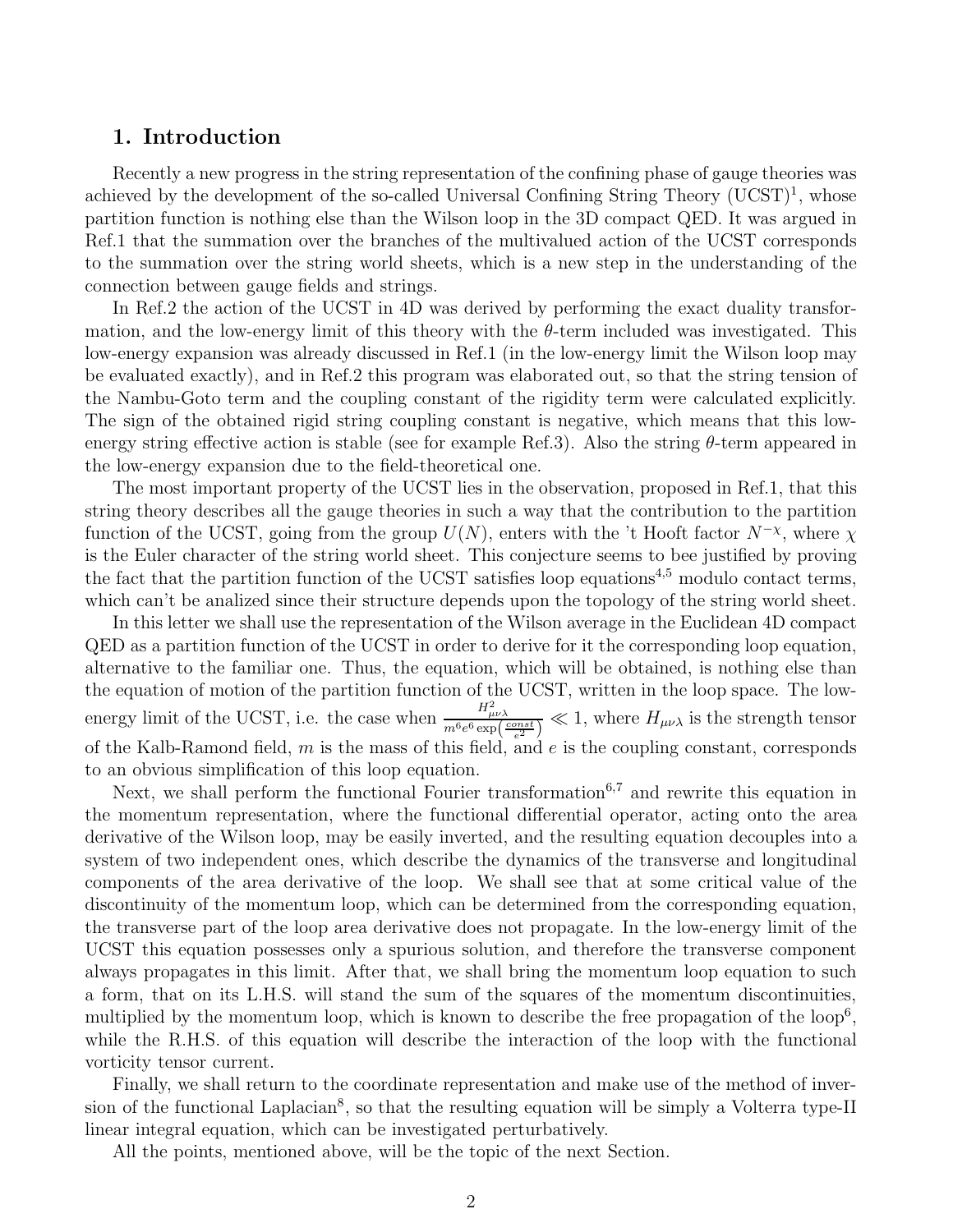## 1. Introduction

Recently a new progress in the string representation of the confining phase of gauge theories was achieved by the development of the so-called Universal Confining String Theory (UCST)[1], whose partition function is nothing else than the Wilson loop in the 3D compact QED. It was argued in Ref.1 that the summation over the branches of the multivalued action of the UCST corresponds to the summation over the string world sheets, which is a new step in the understanding of the connection between gauge fields and strings.

In Ref.2 the action of the UCST in 4D was derived by performing the exact duality transformation, and the low-energy limit of this theory with the $\theta$-term included was investigated. This low-energy expansion was already discussed in Ref.1 (in the low-energy limit the Wilson loop may be evaluated exactly), and in Ref.2 this program was elaborated out, so that the string tension of the Nambu-Goto term and the coupling constant of the rigidity term were calculated explicitly. The sign of the obtained rigid string coupling constant is negative, which means that this low-energy string effective action is stable (see for example Ref.3). Also the string $\theta$-term appeared in the low-energy expansion due to the field-theoretical one.

The most important property of the UCST lies in the observation, proposed in Ref.1, that this string theory describes all the gauge theories in such a way that the contribution to the partition function of the UCST, going from the group $U(N)$, enters with the 't Hooft factor $N^{-\chi}$, where $\chi$ is the Euler character of the string world sheet. This conjecture seems to bee justified by proving the fact that the partition function of the UCST satisfies loop equations[4,5] modulo contact terms, which can't be analized since their structure depends upon the topology of the string world sheet.

In this letter we shall use the representation of the Wilson average in the Euclidean 4D compact QED as a partition function of the UCST in order to derive for it the corresponding loop equation, alternative to the familiar one. Thus, the equation, which will be obtained, is nothing else than the equation of motion of the partition function of the UCST, written in the loop space. The low-energy limit of the UCST, i.e. the case when $\frac{H^2_{\mu\nu\lambda}}{m^6 e^6 \exp\left(\frac{const}{e^2}\right)} \ll 1$, where $H_{\mu\nu\lambda}$ is the strength tensor of the Kalb-Ramond field, $m$ is the mass of this field, and $e$ is the coupling constant, corresponds to an obvious simplification of this loop equation.

Next, we shall perform the functional Fourier transformation[6,7] and rewrite this equation in the momentum representation, where the functional differential operator, acting onto the area derivative of the Wilson loop, may be easily inverted, and the resulting equation decouples into a system of two independent ones, which describe the dynamics of the transverse and longitudinal components of the area derivative of the loop. We shall see that at some critical value of the discontinuity of the momentum loop, which can be determined from the corresponding equation, the transverse part of the loop area derivative does not propagate. In the low-energy limit of the UCST this equation possesses only a spurious solution, and therefore the transverse component always propagates in this limit. After that, we shall bring the momentum loop equation to such a form, that on its L.H.S. will stand the sum of the squares of the momentum discontinuities, multiplied by the momentum loop, which is known to describe the free propagation of the loop[6], while the R.H.S. of this equation will describe the interaction of the loop with the functional vorticity tensor current.

Finally, we shall return to the coordinate representation and make use of the method of inversion of the functional Laplacian[8], so that the resulting equation will be simply a Volterra type-II linear integral equation, which can be investigated perturbatively.

All the points, mentioned above, will be the topic of the next Section.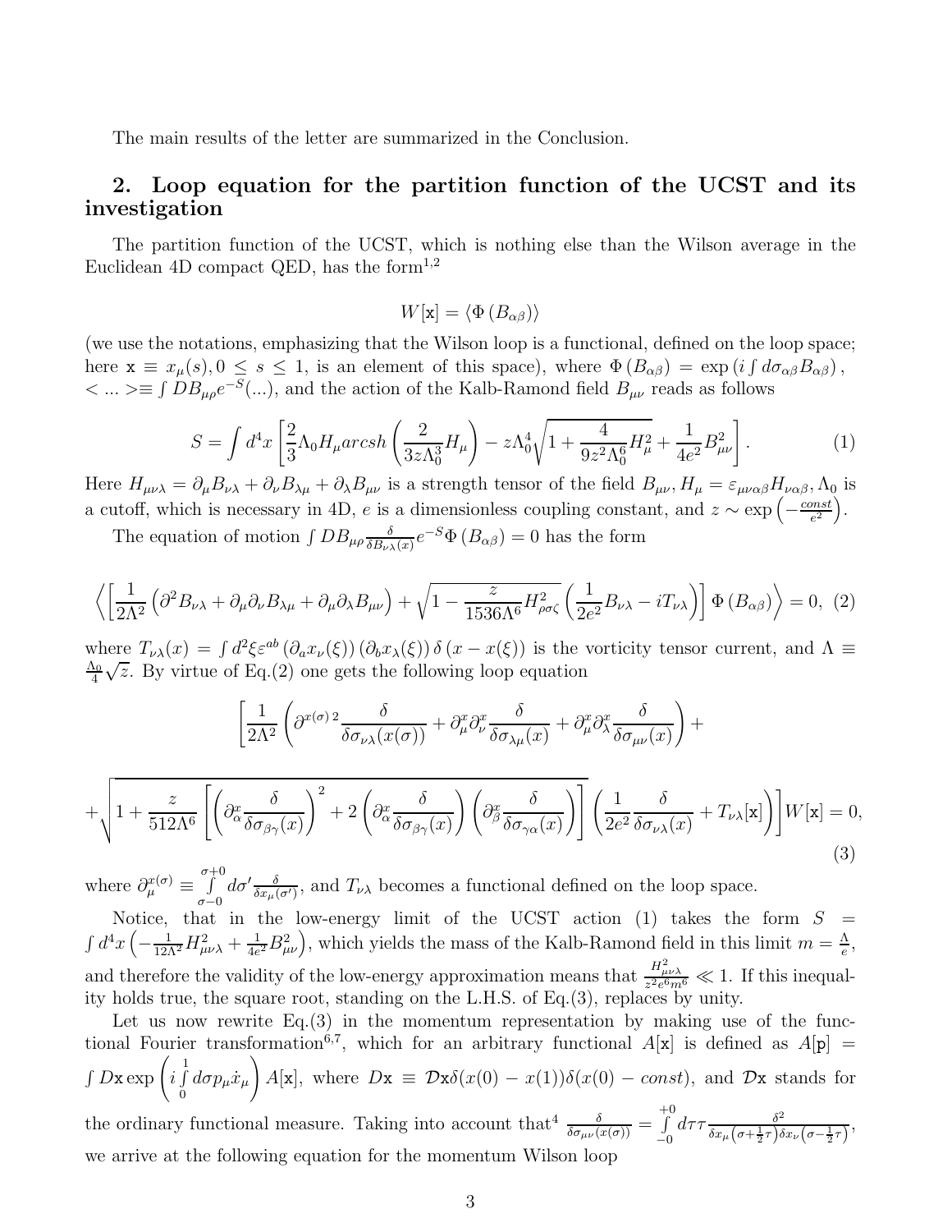The main results of the letter are summarized in the Conclusion.

## 2. Loop equation for the partition function of the UCST and its investigation

The partition function of the UCST, which is nothing else than the Wilson average in the Euclidean 4D compact QED, has the form[1,2]

$$W[\mathtt{x}] = \left\langle \Phi\left(B_{\alpha\beta}\right)\right\rangle$$

(we use the notations, emphasizing that the Wilson loop is a functional, defined on the loop space; here $\mathtt{x} \equiv x_\mu(s), 0 \leq s \leq 1$, is an element of this space), where $\Phi\left(B_{\alpha\beta}\right) = \exp\left(i\int d\sigma_{\alpha\beta}B_{\alpha\beta}\right)$, $< ... > \equiv \int DB_{\mu\rho}e^{-S}(...)$, and the action of the Kalb-Ramond field $B_{\mu\nu}$ reads as follows

$$S = \int d^4x \left[\frac{2}{3}\Lambda_0 H_\mu arcsh\left(\frac{2}{3z\Lambda_0^3}H_\mu\right) - z\Lambda_0^4\sqrt{1+\frac{4}{9z^2\Lambda_0^6}H_\mu^2} + \frac{1}{4e^2}B_{\mu\nu}^2\right]. \tag{1}$$

Here $H_{\mu\nu\lambda} = \partial_\mu B_{\nu\lambda} + \partial_\nu B_{\lambda\mu} + \partial_\lambda B_{\mu\nu}$ is a strength tensor of the field $B_{\mu\nu}, H_\mu = \varepsilon_{\mu\nu\alpha\beta}H_{\nu\alpha\beta}, \Lambda_0$ is a cutoff, which is necessary in 4D, $e$ is a dimensionless coupling constant, and $z \sim \exp\left(-\frac{const}{e^2}\right)$.

The equation of motion $\int DB_{\mu\rho}\frac{\delta}{\delta B_{\nu\lambda}(x)}e^{-S}\Phi\left(B_{\alpha\beta}\right) = 0$ has the form

$$\left\langle\left[\frac{1}{2\Lambda^2}\left(\partial^2 B_{\nu\lambda} + \partial_\mu\partial_\nu B_{\lambda\mu} + \partial_\mu\partial_\lambda B_{\mu\nu}\right) + \sqrt{1-\frac{z}{1536\Lambda^6}H_{\rho\sigma\zeta}^2}\left(\frac{1}{2e^2}B_{\nu\lambda} - iT_{\nu\lambda}\right)\right]\Phi\left(B_{\alpha\beta}\right)\right\rangle = 0, \tag{2}$$

where $T_{\nu\lambda}(x) = \int d^2\xi\varepsilon^{ab}\left(\partial_a x_\nu(\xi)\right)\left(\partial_b x_\lambda(\xi)\right)\delta\left(x - x(\xi)\right)$ is the vorticity tensor current, and $\Lambda \equiv \frac{\Lambda_0}{4}\sqrt{z}$. By virtue of Eq.(2) one gets the following loop equation

$$\left[\frac{1}{2\Lambda^2}\left(\partial^{x(\sigma)\,2}\frac{\delta}{\delta\sigma_{\nu\lambda}(x(\sigma))} + \partial_\mu^x\partial_\nu^x\frac{\delta}{\delta\sigma_{\lambda\mu}(x)} + \partial_\mu^x\partial_\lambda^x\frac{\delta}{\delta\sigma_{\mu\nu}(x)}\right) + \right.$$

$$\left. + \sqrt{1+\frac{z}{512\Lambda^6}\left[\left(\partial_\alpha^x\frac{\delta}{\delta\sigma_{\beta\gamma}(x)}\right)^2 + 2\left(\partial_\alpha^x\frac{\delta}{\delta\sigma_{\beta\gamma}(x)}\right)\left(\partial_\beta^x\frac{\delta}{\delta\sigma_{\gamma\alpha}(x)}\right)\right]}\left(\frac{1}{2e^2}\frac{\delta}{\delta\sigma_{\nu\lambda}(x)} + T_{\nu\lambda}[\mathtt{x}]\right)\right]W[\mathtt{x}] = 0, \tag{3}$$

where $\partial_\mu^{x(\sigma)} \equiv \int\limits_{\sigma-0}^{\sigma+0}d\sigma'\frac{\delta}{\delta x_\mu(\sigma')}$, and $T_{\nu\lambda}$ becomes a functional defined on the loop space.

Notice, that in the low-energy limit of the UCST action (1) takes the form $S = \int d^4x\left(-\frac{1}{12\Lambda^2}H_{\mu\nu\lambda}^2 + \frac{1}{4e^2}B_{\mu\nu}^2\right)$, which yields the mass of the Kalb-Ramond field in this limit $m = \frac{\Lambda}{e}$, and therefore the validity of the low-energy approximation means that $\frac{H_{\mu\nu\lambda}^2}{z^2e^6m^6} \ll 1$. If this inequality holds true, the square root, standing on the L.H.S. of Eq.(3), replaces by unity.

Let us now rewrite Eq.(3) in the momentum representation by making use of the functional Fourier transformation[6,7], which for an arbitrary functional $A[\mathtt{x}]$ is defined as $A[\mathtt{p}] = \int D\mathtt{x}\exp\left(i\int\limits_0^1 d\sigma p_\mu\dot{x}_\mu\right)A[\mathtt{x}]$, where $D\mathtt{x} \equiv \mathcal{D}\mathtt{x}\delta(x(0) - x(1))\delta(x(0) - const)$, and $\mathcal{D}\mathtt{x}$ stands for the ordinary functional measure. Taking into account that[4] $\frac{\delta}{\delta\sigma_{\mu\nu}(x(\sigma))} = \int\limits_{-0}^{+0}d\tau\tau\frac{\delta^2}{\delta x_\mu\left(\sigma+\frac{1}{2}\tau\right)\delta x_\nu\left(\sigma-\frac{1}{2}\tau\right)}$, we arrive at the following equation for the momentum Wilson loop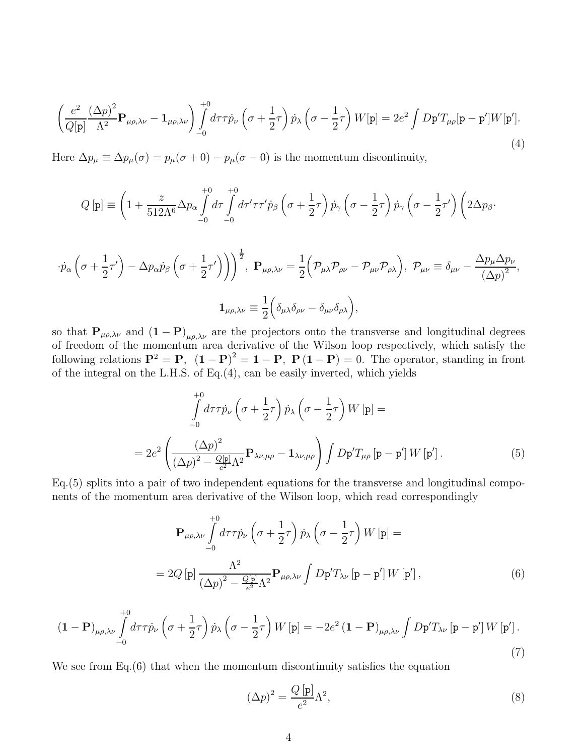$$\left(\frac{e^2}{Q[\mathtt{p}]}\frac{(\Delta p)^2}{\Lambda^2}\mathbf{P}_{\mu\rho,\lambda\nu}-\mathbf{1}_{\mu\rho,\lambda\nu}\right)\int\limits_{-0}^{+0}d\tau\tau\dot{p}_\nu\left(\sigma+\frac{1}{2}\tau\right)\dot{p}_\lambda\left(\sigma-\frac{1}{2}\tau\right)W[\mathtt{p}]=2e^2\int D\mathtt{p}'T_{\mu\rho}[\mathtt{p}-\mathtt{p}']W[\mathtt{p}']. \tag{4}$$

Here $\Delta p_\mu \equiv \Delta p_\mu(\sigma) = p_\mu(\sigma+0) - p_\mu(\sigma-0)$ is the momentum discontinuity,

$$Q\left[\mathtt{p}\right]\equiv\left(1+\frac{z}{512\Lambda^6}\Delta p_\alpha\int\limits_{-0}^{+0}d\tau\int\limits_{-0}^{+0}d\tau'\tau\tau'\dot{p}_\beta\left(\sigma+\frac{1}{2}\tau\right)\dot{p}_\gamma\left(\sigma-\frac{1}{2}\tau\right)\dot{p}_\gamma\left(\sigma-\frac{1}{2}\tau'\right)\left(2\Delta p_\beta\cdot\right.\right.$$

$$\left.\left.\cdot\dot{p}_\alpha\left(\sigma+\frac{1}{2}\tau'\right)-\Delta p_\alpha\dot{p}_\beta\left(\sigma+\frac{1}{2}\tau'\right)\right)\right)^{\frac{1}{2}},\ \mathbf{P}_{\mu\rho,\lambda\nu}=\frac{1}{2}\Big(\mathcal{P}_{\mu\lambda}\mathcal{P}_{\rho\nu}-\mathcal{P}_{\mu\nu}\mathcal{P}_{\rho\lambda}\Big),\ \mathcal{P}_{\mu\nu}\equiv\delta_{\mu\nu}-\frac{\Delta p_\mu\Delta p_\nu}{(\Delta p)^2},$$

$$\mathbf{1}_{\mu\rho,\lambda\nu}\equiv\frac{1}{2}\Big(\delta_{\mu\lambda}\delta_{\rho\nu}-\delta_{\mu\nu}\delta_{\rho\lambda}\Big),$$

so that $\mathbf{P}_{\mu\rho,\lambda\nu}$ and $(\mathbf{1}-\mathbf{P})_{\mu\rho,\lambda\nu}$ are the projectors onto the transverse and longitudinal degrees of freedom of the momentum area derivative of the Wilson loop respectively, which satisfy the following relations $\mathbf{P}^2=\mathbf{P}$, $(\mathbf{1}-\mathbf{P})^2=\mathbf{1}-\mathbf{P}$, $\mathbf{P}(\mathbf{1}-\mathbf{P})=0$. The operator, standing in front of the integral on the L.H.S. of Eq.(4), can be easily inverted, which yields

$$\int\limits_{-0}^{+0}d\tau\tau\dot{p}_\nu\left(\sigma+\frac{1}{2}\tau\right)\dot{p}_\lambda\left(\sigma-\frac{1}{2}\tau\right)W\left[\mathtt{p}\right]=$$

$$=2e^2\left(\frac{(\Delta p)^2}{(\Delta p)^2-\frac{Q[\mathtt{p}]}{e^2}\Lambda^2}\mathbf{P}_{\lambda\nu,\mu\rho}-\mathbf{1}_{\lambda\nu,\mu\rho}\right)\int D\mathtt{p}'T_{\mu\rho}\left[\mathtt{p}-\mathtt{p}'\right]W\left[\mathtt{p}'\right]. \tag{5}$$

Eq.(5) splits into a pair of two independent equations for the transverse and longitudinal components of the momentum area derivative of the Wilson loop, which read correspondingly

$$\mathbf{P}_{\mu\rho,\lambda\nu}\int\limits_{-0}^{+0}d\tau\tau\dot{p}_\nu\left(\sigma+\frac{1}{2}\tau\right)\dot{p}_\lambda\left(\sigma-\frac{1}{2}\tau\right)W\left[\mathtt{p}\right]=$$

$$=2Q\left[\mathtt{p}\right]\frac{\Lambda^2}{(\Delta p)^2-\frac{Q[\mathtt{p}]}{e^2}\Lambda^2}\mathbf{P}_{\mu\rho,\lambda\nu}\int D\mathtt{p}'T_{\lambda\nu}\left[\mathtt{p}-\mathtt{p}'\right]W\left[\mathtt{p}'\right], \tag{6}$$

$$(\mathbf{1}-\mathbf{P})_{\mu\rho,\lambda\nu}\int\limits_{-0}^{+0}d\tau\tau\dot{p}_\nu\left(\sigma+\frac{1}{2}\tau\right)\dot{p}_\lambda\left(\sigma-\frac{1}{2}\tau\right)W\left[\mathtt{p}\right]=-2e^2\left(\mathbf{1}-\mathbf{P}\right)_{\mu\rho,\lambda\nu}\int D\mathtt{p}'T_{\lambda\nu}\left[\mathtt{p}-\mathtt{p}'\right]W\left[\mathtt{p}'\right]. \tag{7}$$

We see from Eq.(6) that when the momentum discontinuity satisfies the equation

$$(\Delta p)^2=\frac{Q\left[\mathtt{p}\right]}{e^2}\Lambda^2, \tag{8}$$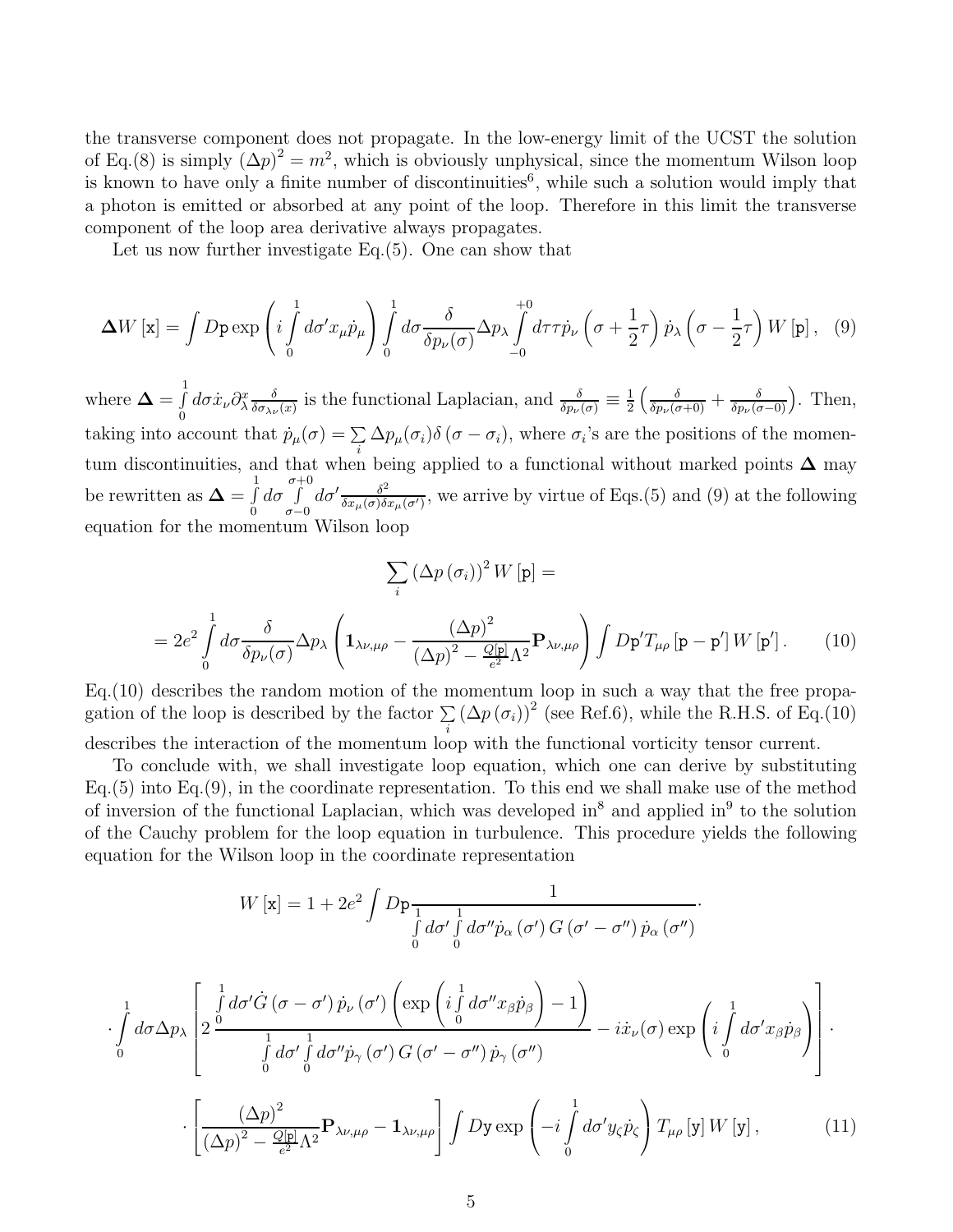the transverse component does not propagate. In the low-energy limit of the UCST the solution of Eq.(8) is simply $(\Delta p)^2 = m^2$, which is obviously unphysical, since the momentum Wilson loop is known to have only a finite number of discontinuities[6], while such a solution would imply that a photon is emitted or absorbed at any point of the loop. Therefore in this limit the transverse component of the loop area derivative always propagates.

Let us now further investigate Eq.(5). One can show that

$$
\mathbf{\Delta} W[\mathtt{x}] = \int D\mathtt{p} \exp\left(i\int_0^1 d\sigma' x_\mu \dot{p}_\mu\right) \int_0^1 d\sigma \frac{\delta}{\delta p_\nu(\sigma)} \Delta p_\lambda \int_{-0}^{+0} d\tau \tau \dot{p}_\nu\left(\sigma + \frac{1}{2}\tau\right) \dot{p}_\lambda\left(\sigma - \frac{1}{2}\tau\right) W[\mathtt{p}], \quad (9)
$$

where $\mathbf{\Delta} = \int_0^1 d\sigma \dot{x}_\nu \partial_\lambda^x \frac{\delta}{\delta \sigma_{\lambda\nu}(x)}$ is the functional Laplacian, and $\frac{\delta}{\delta p_\nu(\sigma)} \equiv \frac{1}{2}\left(\frac{\delta}{\delta p_\nu(\sigma+0)} + \frac{\delta}{\delta p_\nu(\sigma-0)}\right)$. Then, taking into account that $\dot{p}_\mu(\sigma) = \sum_i \Delta p_\mu(\sigma_i)\delta(\sigma - \sigma_i)$, where $\sigma_i$'s are the positions of the momentum discontinuities, and that when being applied to a functional without marked points $\mathbf{\Delta}$ may be rewritten as $\mathbf{\Delta} = \int_0^1 d\sigma \int_{\sigma-0}^{\sigma+0} d\sigma' \frac{\delta^2}{\delta x_\mu(\sigma)\delta x_\mu(\sigma')}$, we arrive by virtue of Eqs.(5) and (9) at the following equation for the momentum Wilson loop

$$
\sum_i (\Delta p(\sigma_i))^2 W[\mathtt{p}] =
$$

$$
= 2e^2 \int_0^1 d\sigma \frac{\delta}{\delta p_\nu(\sigma)} \Delta p_\lambda \left(\mathbf{1}_{\lambda\nu,\mu\rho} - \frac{(\Delta p)^2}{(\Delta p)^2 - \frac{Q[\mathtt{p}]}{e^2}\Lambda^2}\mathbf{P}_{\lambda\nu,\mu\rho}\right) \int D\mathtt{p}' T_{\mu\rho}[\mathtt{p} - \mathtt{p}'] W[\mathtt{p}']. \quad (10)
$$

Eq.(10) describes the random motion of the momentum loop in such a way that the free propagation of the loop is described by the factor $\sum_i (\Delta p(\sigma_i))^2$ (see Ref.6), while the R.H.S. of Eq.(10) describes the interaction of the momentum loop with the functional vorticity tensor current.

To conclude with, we shall investigate loop equation, which one can derive by substituting Eq.(5) into Eq.(9), in the coordinate representation. To this end we shall make use of the method of inversion of the functional Laplacian, which was developed in[8] and applied in[9] to the solution of the Cauchy problem for the loop equation in turbulence. This procedure yields the following equation for the Wilson loop in the coordinate representation

$$
W[\mathtt{x}] = 1 + 2e^2 \int D\mathtt{p} \frac{1}{\int_0^1 d\sigma' \int_0^1 d\sigma'' \dot{p}_\alpha(\sigma') G(\sigma' - \sigma'') \dot{p}_\alpha(\sigma'')} \cdot
$$

$$
\cdot \int_0^1 d\sigma \Delta p_\lambda \left[2\frac{\int_0^1 d\sigma' \dot{G}(\sigma - \sigma')\dot{p}_\nu(\sigma')\left(\exp\left(i\int_0^1 d\sigma'' x_\beta \dot{p}_\beta\right) - 1\right)}{\int_0^1 d\sigma' \int_0^1 d\sigma'' \dot{p}_\gamma(\sigma') G(\sigma' - \sigma'') \dot{p}_\gamma(\sigma'')} - i\dot{x}_\nu(\sigma)\exp\left(i\int_0^1 d\sigma' x_\beta \dot{p}_\beta\right)\right] \cdot
$$

$$
\cdot \left[\frac{(\Delta p)^2}{(\Delta p)^2 - \frac{Q[\mathtt{p}]}{e^2}\Lambda^2}\mathbf{P}_{\lambda\nu,\mu\rho} - \mathbf{1}_{\lambda\nu,\mu\rho}\right] \int D\mathtt{y} \exp\left(-i\int_0^1 d\sigma' y_\zeta \dot{p}_\zeta\right) T_{\mu\rho}[\mathtt{y}] W[\mathtt{y}], \quad (11)
$$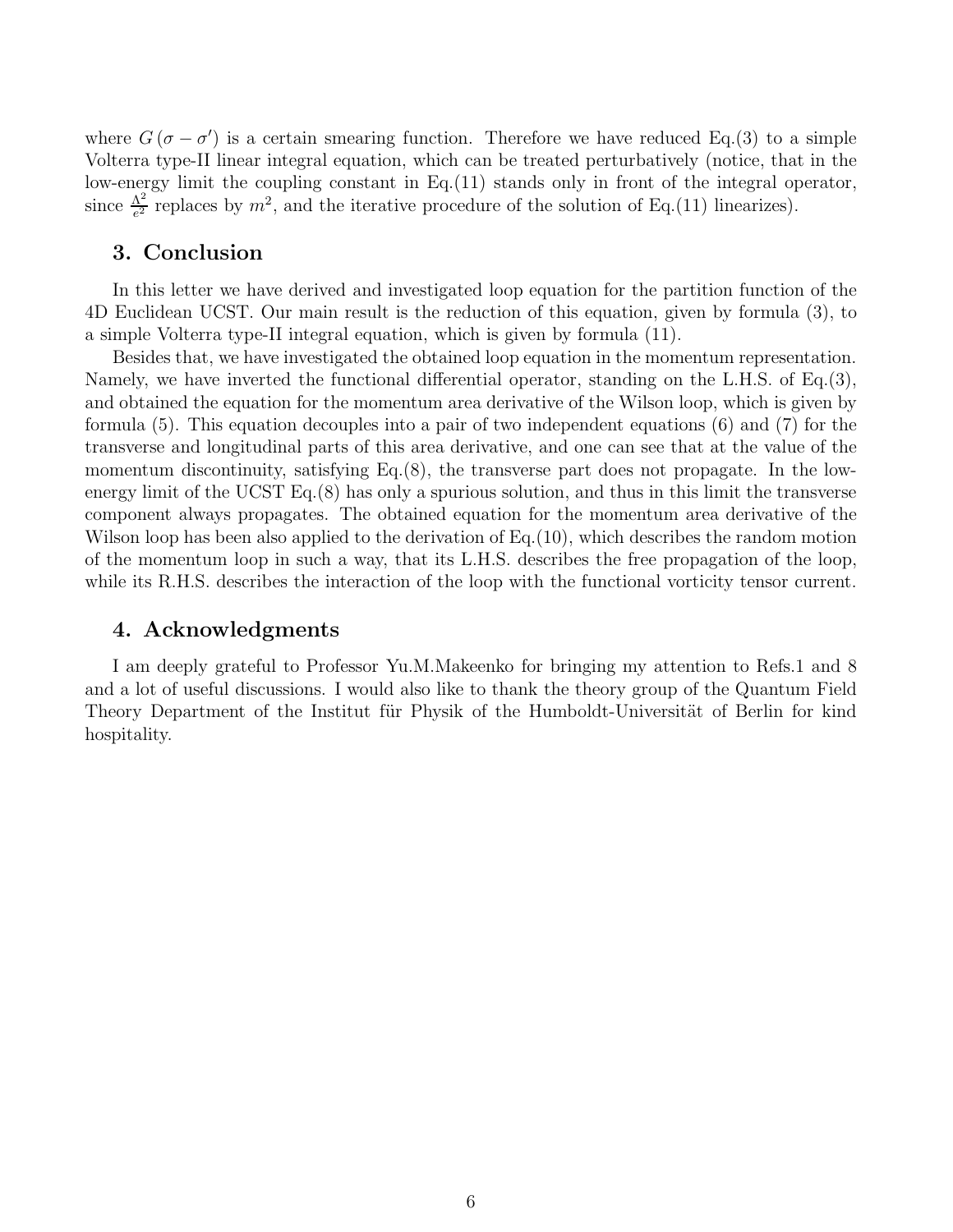where $G(\sigma - \sigma')$ is a certain smearing function. Therefore we have reduced Eq.(3) to a simple Volterra type-II linear integral equation, which can be treated perturbatively (notice, that in the low-energy limit the coupling constant in Eq.(11) stands only in front of the integral operator, since $\frac{\Lambda^2}{e^2}$ replaces by $m^2$, and the iterative procedure of the solution of Eq.(11) linearizes).

## 3. Conclusion

In this letter we have derived and investigated loop equation for the partition function of the 4D Euclidean UCST. Our main result is the reduction of this equation, given by formula (3), to a simple Volterra type-II integral equation, which is given by formula (11).

Besides that, we have investigated the obtained loop equation in the momentum representation. Namely, we have inverted the functional differential operator, standing on the L.H.S. of Eq.(3), and obtained the equation for the momentum area derivative of the Wilson loop, which is given by formula (5). This equation decouples into a pair of two independent equations (6) and (7) for the transverse and longitudinal parts of this area derivative, and one can see that at the value of the momentum discontinuity, satisfying Eq.(8), the transverse part does not propagate. In the low-energy limit of the UCST Eq.(8) has only a spurious solution, and thus in this limit the transverse component always propagates. The obtained equation for the momentum area derivative of the Wilson loop has been also applied to the derivation of Eq.(10), which describes the random motion of the momentum loop in such a way, that its L.H.S. describes the free propagation of the loop, while its R.H.S. describes the interaction of the loop with the functional vorticity tensor current.

## 4. Acknowledgments

I am deeply grateful to Professor Yu.M.Makeenko for bringing my attention to Refs.1 and 8 and a lot of useful discussions. I would also like to thank the theory group of the Quantum Field Theory Department of the Institut für Physik of the Humboldt-Universität of Berlin for kind hospitality.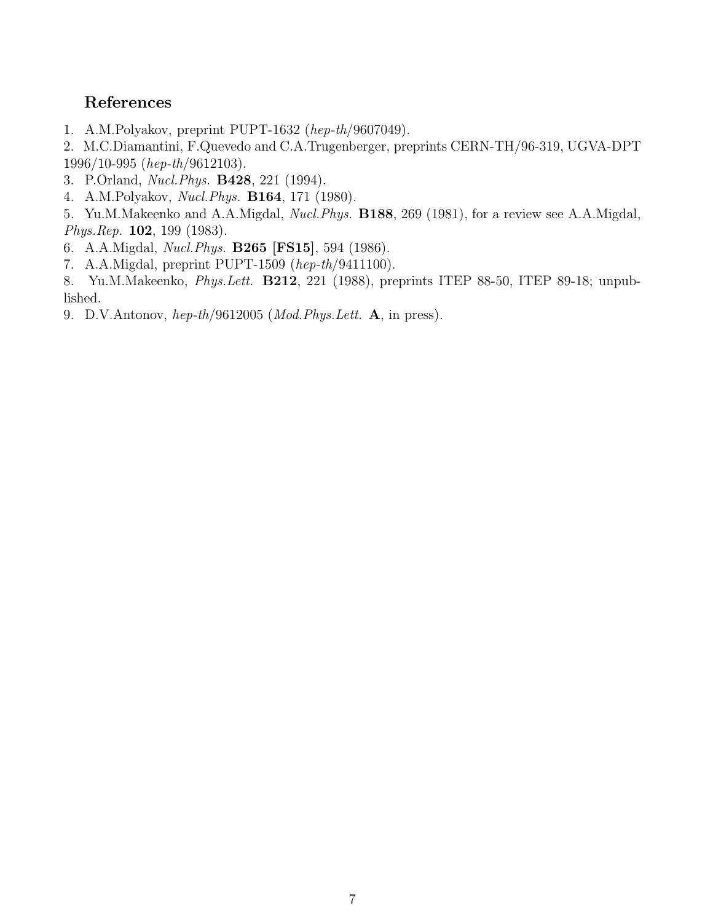## References

1. A.M.Polyakov, preprint PUPT-1632 (*hep-th*/9607049).
2. M.C.Diamantini, F.Quevedo and C.A.Trugenberger, preprints CERN-TH/96-319, UGVA-DPT 1996/10-995 (*hep-th*/9612103).
3. P.Orland, *Nucl.Phys.* **B428**, 221 (1994).
4. A.M.Polyakov, *Nucl.Phys.* **B164**, 171 (1980).
5. Yu.M.Makeenko and A.A.Migdal, *Nucl.Phys.* **B188**, 269 (1981), for a review see A.A.Migdal, *Phys.Rep.* **102**, 199 (1983).
6. A.A.Migdal, *Nucl.Phys.* **B265 [FS15]**, 594 (1986).
7. A.A.Migdal, preprint PUPT-1509 (*hep-th*/9411100).
8. Yu.M.Makeenko, *Phys.Lett.* **B212**, 221 (1988), preprints ITEP 88-50, ITEP 89-18; unpublished.
9. D.V.Antonov, *hep-th*/9612005 (*Mod.Phys.Lett.* **A**, in press).